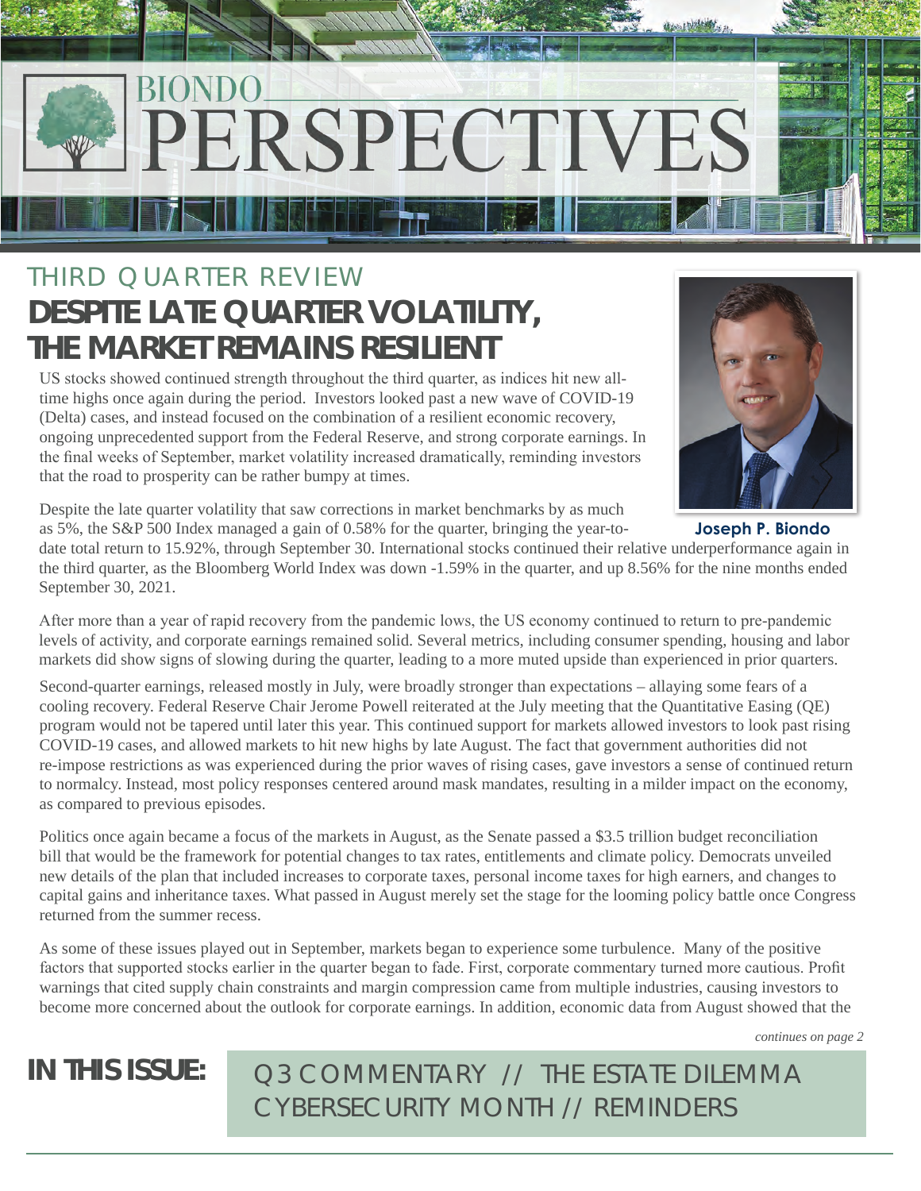# BIONDO PERSPECTIVES

## THIRD QUARTER REVIEW

## DESPITE LATE QUARTER VOLATILITY, THE MARKET REMAINS RESILIENT

US stocks showed continued strength throughout the third quarter, as indices hit new all-time highs once again during the period. Investors looked past a new wave of COVID-19 (Delta) cases, and instead focused on the combination of a resilient economic recovery, ongoing unprecedented support from the Federal Reserve, and strong corporate earnings. In the final weeks of September, market volatility increased dramatically, reminding investors that the road to prosperity can be rather bumpy at times.

**Joseph P. Biondo**

Despite the late quarter volatility that saw corrections in market benchmarks by as much as 5%, the S&P 500 Index managed a gain of 0.58% for the quarter, bringing the year-to-date total return to 15.92%, through September 30. International stocks continued their relative underperformance again in the third quarter, as the Bloomberg World Index was down -1.59% in the quarter, and up 8.56% for the nine months ended September 30, 2021.

After more than a year of rapid recovery from the pandemic lows, the US economy continued to return to pre-pandemic levels of activity, and corporate earnings remained solid. Several metrics, including consumer spending, housing and labor markets did show signs of slowing during the quarter, leading to a more muted upside than experienced in prior quarters.

Second-quarter earnings, released mostly in July, were broadly stronger than expectations – allaying some fears of a cooling recovery. Federal Reserve Chair Jerome Powell reiterated at the July meeting that the Quantitative Easing (QE) program would not be tapered until later this year. This continued support for markets allowed investors to look past rising COVID-19 cases, and allowed markets to hit new highs by late August. The fact that government authorities did not re-impose restrictions as was experienced during the prior waves of rising cases, gave investors a sense of continued return to normalcy. Instead, most policy responses centered around mask mandates, resulting in a milder impact on the economy, as compared to previous episodes.

Politics once again became a focus of the markets in August, as the Senate passed a $3.5 trillion budget reconciliation bill that would be the framework for potential changes to tax rates, entitlements and climate policy. Democrats unveiled new details of the plan that included increases to corporate taxes, personal income taxes for high earners, and changes to capital gains and inheritance taxes. What passed in August merely set the stage for the looming policy battle once Congress returned from the summer recess.

As some of these issues played out in September, markets began to experience some turbulence. Many of the positive factors that supported stocks earlier in the quarter began to fade. First, corporate commentary turned more cautious. Profit warnings that cited supply chain constraints and margin compression came from multiple industries, causing investors to become more concerned about the outlook for corporate earnings. In addition, economic data from August showed that the

*continues on page 2*

**IN THIS ISSUE:** Q3 COMMENTARY // THE ESTATE DILEMMA CYBERSECURITY MONTH // REMINDERS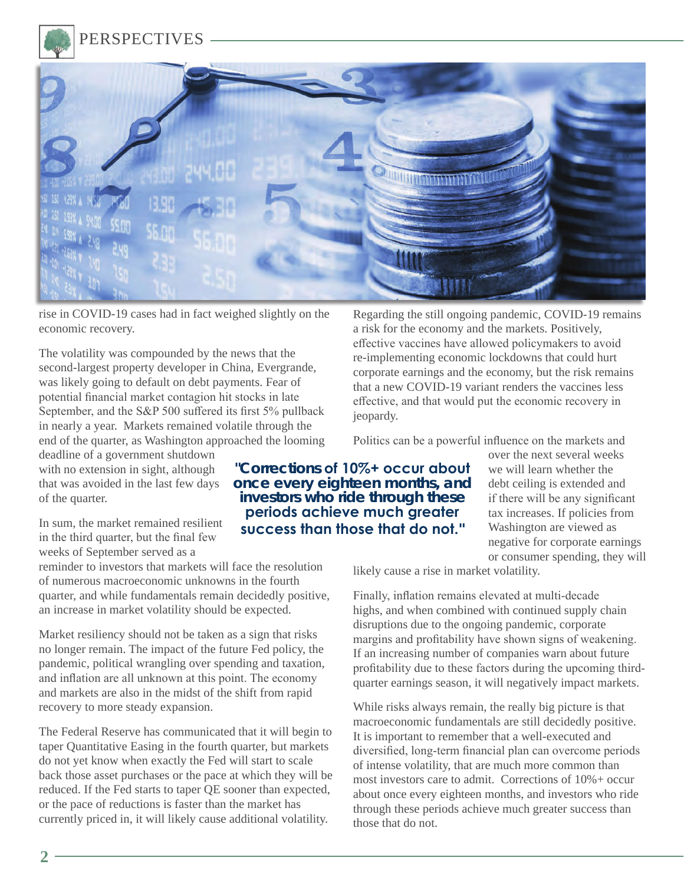rise in COVID-19 cases had in fact weighed slightly on the economic recovery.

The volatility was compounded by the news that the second-largest property developer in China, Evergrande, was likely going to default on debt payments. Fear of potential financial market contagion hit stocks in late September, and the S&P 500 suffered its first 5% pullback in nearly a year. Markets remained volatile through the end of the quarter, as Washington approached the looming deadline of a government shutdown with no extension in sight, although that was avoided in the last few days of the quarter.

In sum, the market remained resilient in the third quarter, but the final few weeks of September served as a reminder to investors that markets will face the resolution of numerous macroeconomic unknowns in the fourth quarter, and while fundamentals remain decidedly positive, an increase in market volatility should be expected.

**"Corrections of 10%+ occur about once every eighteen months, and investors who ride through these periods achieve much greater success than those that do not."**

Market resiliency should not be taken as a sign that risks no longer remain. The impact of the future Fed policy, the pandemic, political wrangling over spending and taxation, and inflation are all unknown at this point. The economy and markets are also in the midst of the shift from rapid recovery to more steady expansion.

The Federal Reserve has communicated that it will begin to taper Quantitative Easing in the fourth quarter, but markets do not yet know when exactly the Fed will start to scale back those asset purchases or the pace at which they will be reduced. If the Fed starts to taper QE sooner than expected, or the pace of reductions is faster than the market has currently priced in, it will likely cause additional volatility.

Regarding the still ongoing pandemic, COVID-19 remains a risk for the economy and the markets. Positively, effective vaccines have allowed policymakers to avoid re-implementing economic lockdowns that could hurt corporate earnings and the economy, but the risk remains that a new COVID-19 variant renders the vaccines less effective, and that would put the economic recovery in jeopardy.

Politics can be a powerful influence on the markets and over the next several weeks we will learn whether the debt ceiling is extended and if there will be any significant tax increases. If policies from Washington are viewed as negative for corporate earnings or consumer spending, they will likely cause a rise in market volatility.

Finally, inflation remains elevated at multi-decade highs, and when combined with continued supply chain disruptions due to the ongoing pandemic, corporate margins and profitability have shown signs of weakening. If an increasing number of companies warn about future profitability due to these factors during the upcoming third-quarter earnings season, it will negatively impact markets.

While risks always remain, the really big picture is that macroeconomic fundamentals are still decidedly positive. It is important to remember that a well-executed and diversified, long-term financial plan can overcome periods of intense volatility, that are much more common than most investors care to admit. Corrections of 10%+ occur about once every eighteen months, and investors who ride through these periods achieve much greater success than those that do not.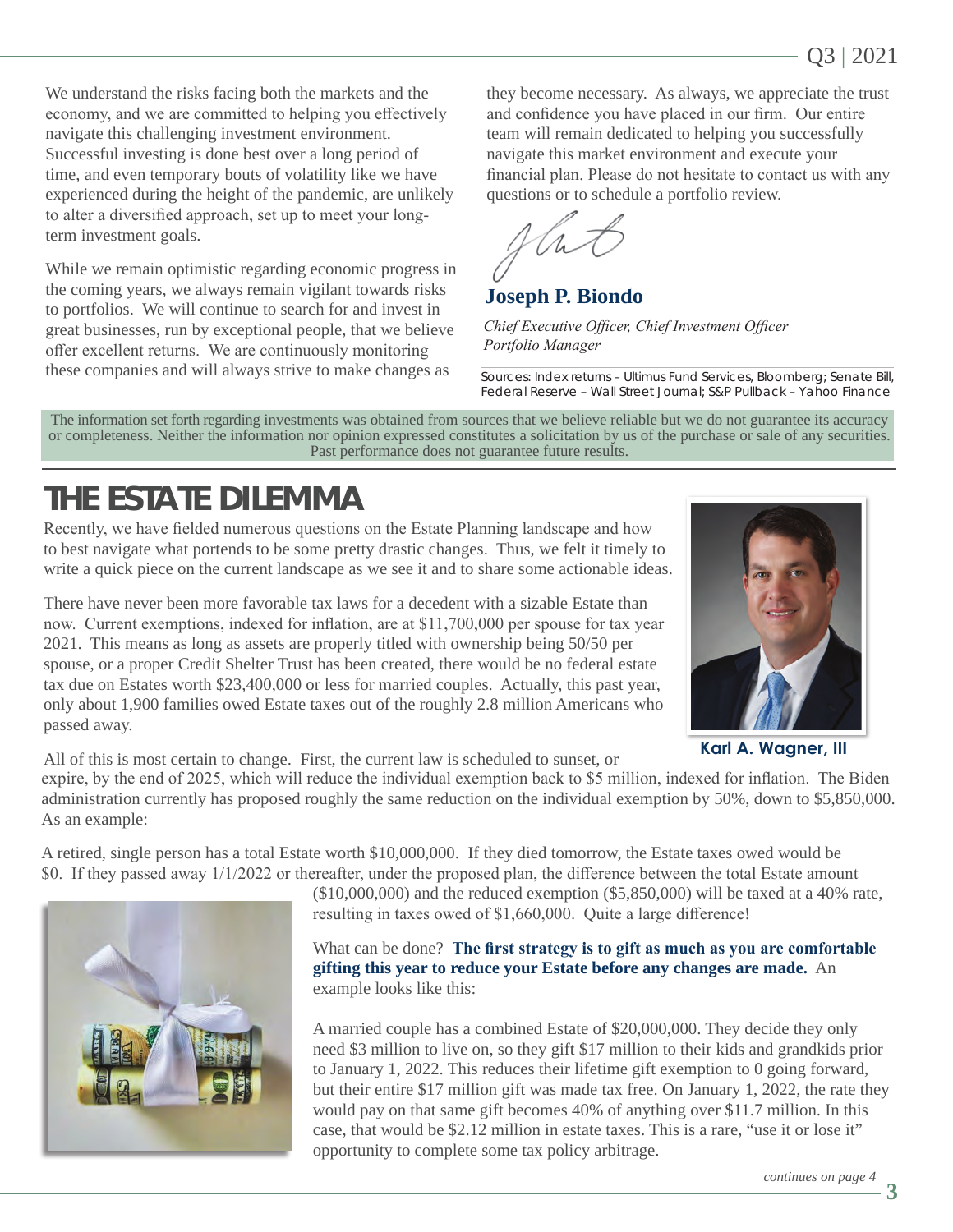We understand the risks facing both the markets and the economy, and we are committed to helping you effectively navigate this challenging investment environment. Successful investing is done best over a long period of time, and even temporary bouts of volatility like we have experienced during the height of the pandemic, are unlikely to alter a diversified approach, set up to meet your long-term investment goals.

While we remain optimistic regarding economic progress in the coming years, we always remain vigilant towards risks to portfolios. We will continue to search for and invest in great businesses, run by exceptional people, that we believe offer excellent returns. We are continuously monitoring these companies and will always strive to make changes as they become necessary. As always, we appreciate the trust and confidence you have placed in our firm. Our entire team will remain dedicated to helping you successfully navigate this market environment and execute your financial plan. Please do not hesitate to contact us with any questions or to schedule a portfolio review.

**Joseph P. Biondo**

*Chief Executive Officer, Chief Investment Officer*
*Portfolio Manager*

Sources: Index returns – Ultimus Fund Services, Bloomberg; Senate Bill, Federal Reserve – Wall Street Journal; S&P Pullback – Yahoo Finance

The information set forth regarding investments was obtained from sources that we believe reliable but we do not guarantee its accuracy or completeness. Neither the information nor opinion expressed constitutes a solicitation by us of the purchase or sale of any securities. Past performance does not guarantee future results.

# THE ESTATE DILEMMA

Recently, we have fielded numerous questions on the Estate Planning landscape and how to best navigate what portends to be some pretty drastic changes. Thus, we felt it timely to write a quick piece on the current landscape as we see it and to share some actionable ideas.

There have never been more favorable tax laws for a decedent with a sizable Estate than now. Current exemptions, indexed for inflation, are at $11,700,000 per spouse for tax year 2021. This means as long as assets are properly titled with ownership being 50/50 per spouse, or a proper Credit Shelter Trust has been created, there would be no federal estate tax due on Estates worth $23,400,000 or less for married couples. Actually, this past year, only about 1,900 families owed Estate taxes out of the roughly 2.8 million Americans who passed away.

**Karl A. Wagner, III**

All of this is most certain to change. First, the current law is scheduled to sunset, or expire, by the end of 2025, which will reduce the individual exemption back to $5 million, indexed for inflation. The Biden administration currently has proposed roughly the same reduction on the individual exemption by 50%, down to $5,850,000. As an example:

A retired, single person has a total Estate worth $10,000,000. If they died tomorrow, the Estate taxes owed would be $0. If they passed away 1/1/2022 or thereafter, under the proposed plan, the difference between the total Estate amount ($10,000,000) and the reduced exemption ($5,850,000) will be taxed at a 40% rate, resulting in taxes owed of $1,660,000. Quite a large difference!

What can be done? **The first strategy is to gift as much as you are comfortable gifting this year to reduce your Estate before any changes are made.** An example looks like this:

A married couple has a combined Estate of $20,000,000. They decide they only need $3 million to live on, so they gift $17 million to their kids and grandkids prior to January 1, 2022. This reduces their lifetime gift exemption to 0 going forward, but their entire $17 million gift was made tax free. On January 1, 2022, the rate they would pay on that same gift becomes 40% of anything over $11.7 million. In this case, that would be $2.12 million in estate taxes. This is a rare, "use it or lose it" opportunity to complete some tax policy arbitrage.

*continues on page 4*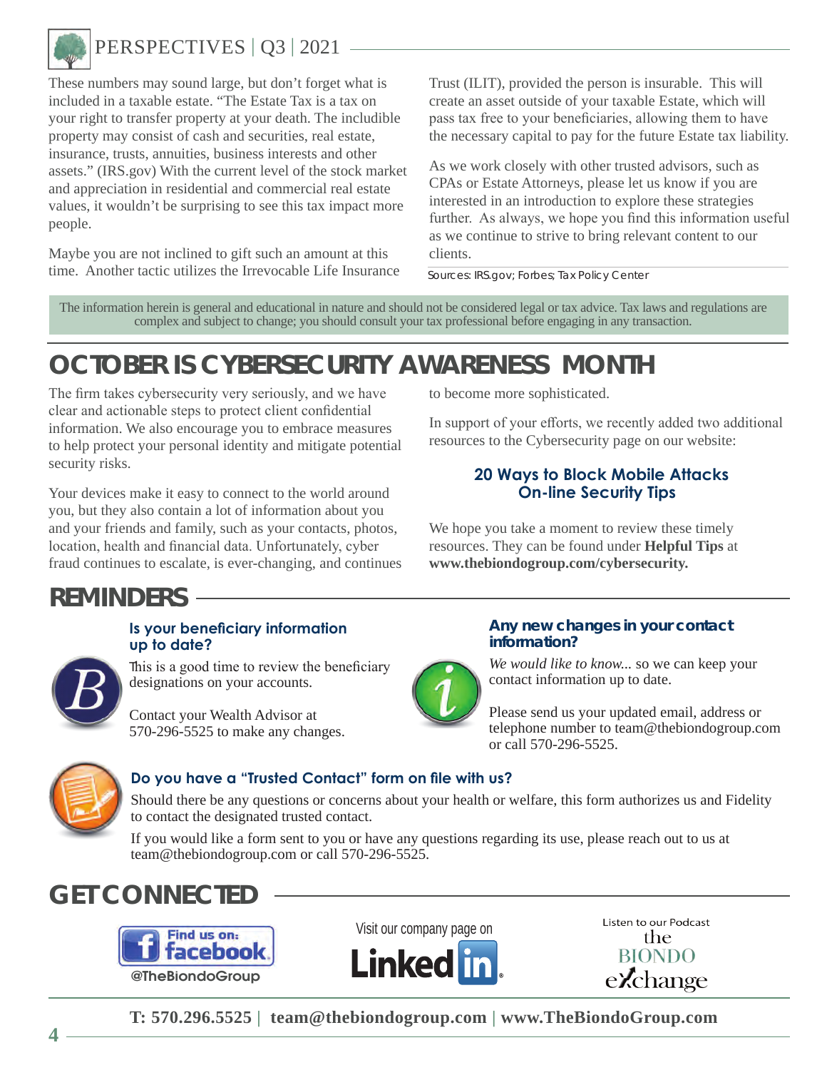These numbers may sound large, but don't forget what is included in a taxable estate. "The Estate Tax is a tax on your right to transfer property at your death. The includible property may consist of cash and securities, real estate, insurance, trusts, annuities, business interests and other assets." (IRS.gov) With the current level of the stock market and appreciation in residential and commercial real estate values, it wouldn't be surprising to see this tax impact more people.

Maybe you are not inclined to gift such an amount at this time. Another tactic utilizes the Irrevocable Life Insurance Trust (ILIT), provided the person is insurable. This will create an asset outside of your taxable Estate, which will pass tax free to your beneficiaries, allowing them to have the necessary capital to pay for the future Estate tax liability.

As we work closely with other trusted advisors, such as CPAs or Estate Attorneys, please let us know if you are interested in an introduction to explore these strategies further. As always, we hope you find this information useful as we continue to strive to bring relevant content to our clients.

Sources: IRS.gov; Forbes; Tax Policy Center

The information herein is general and educational in nature and should not be considered legal or tax advice. Tax laws and regulations are complex and subject to change; you should consult your tax professional before engaging in any transaction.

# OCTOBER IS CYBERSECURITY AWARENESS MONTH

The firm takes cybersecurity very seriously, and we have clear and actionable steps to protect client confidential information. We also encourage you to embrace measures to help protect your personal identity and mitigate potential security risks.

Your devices make it easy to connect to the world around you, but they also contain a lot of information about you and your friends and family, such as your contacts, photos, location, health and financial data. Unfortunately, cyber fraud continues to escalate, is ever-changing, and continues to become more sophisticated.

In support of your efforts, we recently added two additional resources to the Cybersecurity page on our website:

**20 Ways to Block Mobile Attacks**
**On-line Security Tips**

We hope you take a moment to review these timely resources. They can be found under **Helpful Tips** at **www.thebiondogroup.com/cybersecurity.**

# REMINDERS

### Is your beneficiary information up to date?

This is a good time to review the beneficiary designations on your accounts.

Contact your Wealth Advisor at 570-296-5525 to make any changes.

### Any new changes in your contact information?

*We would like to know...* so we can keep your contact information up to date.

Please send us your updated email, address or telephone number to team@thebiondogroup.com or call 570-296-5525.

### Do you have a "Trusted Contact" form on file with us?

Should there be any questions or concerns about your health or welfare, this form authorizes us and Fidelity to contact the designated trusted contact.

If you would like a form sent to you or have any questions regarding its use, please reach out to us at team@thebiondogroup.com or call 570-296-5525.

# GET CONNECTED

Find us on: facebook
@TheBiondoGroup

Visit our company page on LinkedIn

Listen to our Podcast
the BIONDO exchange

**T: 570.296.5525 | team@thebiondogroup.com | www.TheBiondoGroup.com**